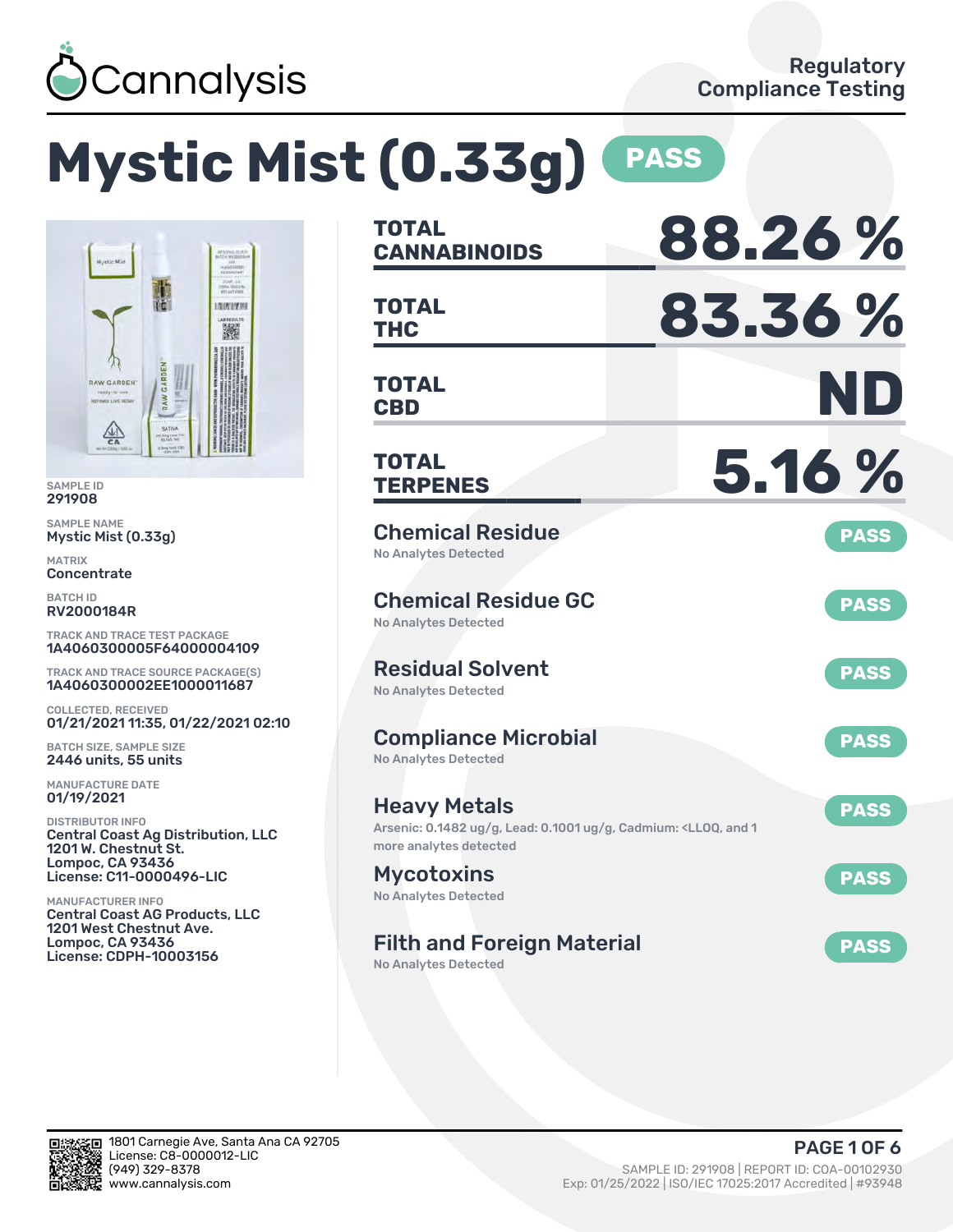Cannalysis

Regulatory Compliance Testing

# Mystic Mist (0.33g) PASS

SAMPLE ID
291908

SAMPLE NAME
Mystic Mist (0.33g)

MATRIX
Concentrate

BATCH ID
RV2000184R

TRACK AND TRACE TEST PACKAGE
1A4060300005F64000004109

TRACK AND TRACE SOURCE PACKAGE(S)
1A4060300002EE1000011687

COLLECTED, RECEIVED
01/21/2021 11:35, 01/22/2021 02:10

BATCH SIZE, SAMPLE SIZE
2446 units, 55 units

MANUFACTURE DATE
01/19/2021

DISTRIBUTOR INFO
Central Coast Ag Distribution, LLC
1201 W. Chestnut St.
Lompoc, CA 93436
License: C11-0000496-LIC

MANUFACTURER INFO
Central Coast AG Products, LLC
1201 West Chestnut Ave.
Lompoc, CA 93436
License: CDPH-10003156

| | |
|---|---|
| **TOTAL CANNABINOIDS** | **88.26 %** |
| **TOTAL THC** | **83.36 %** |
| **TOTAL CBD** | **ND** |
| **TOTAL TERPENES** | **5.16 %** |

## Chemical Residue — PASS
No Analytes Detected

## Chemical Residue GC — PASS
No Analytes Detected

## Residual Solvent — PASS
No Analytes Detected

## Compliance Microbial — PASS
No Analytes Detected

## Heavy Metals — PASS
Arsenic: 0.1482 ug/g, Lead: 0.1001 ug/g, Cadmium: <LLOQ, and 1 more analytes detected

## Mycotoxins — PASS
No Analytes Detected

## Filth and Foreign Material — PASS
No Analytes Detected

1801 Carnegie Ave, Santa Ana CA 92705
License: C8-0000012-LIC
(949) 329-8378
www.cannalysis.com

SAMPLE ID: 291908 | REPORT ID: COA-00102930
Exp: 01/25/2022 | ISO/IEC 17025:2017 Accredited | #93948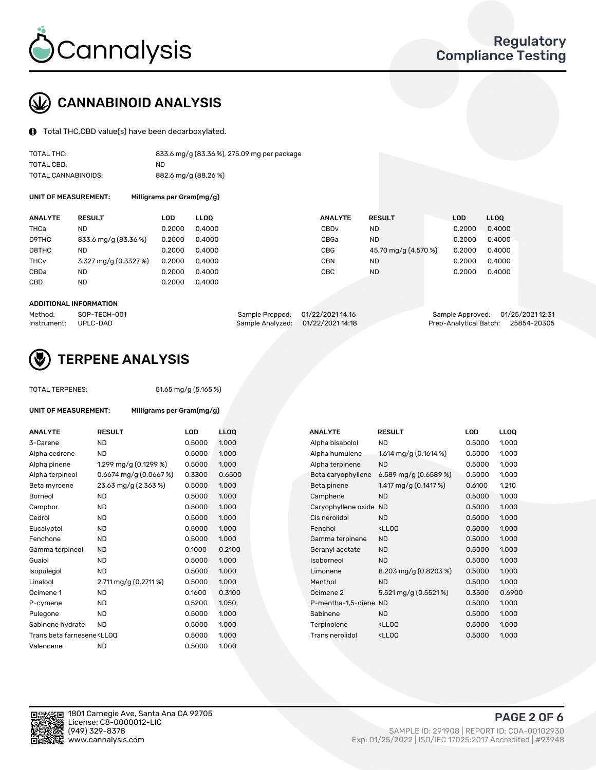# Cannalysis

## Regulatory Compliance Testing

## CANNABINOID ANALYSIS

Total THC,CBD value(s) have been decarboxylated.

| | |
|---|---|
| TOTAL THC: | 833.6 mg/g (83.36 %), 275.09 mg per package |
| TOTAL CBD: | ND |
| TOTAL CANNABINOIDS: | 882.6 mg/g (88.26 %) |

**UNIT OF MEASUREMENT:** Milligrams per Gram(mg/g)

| ANALYTE | RESULT | LOD | LLOQ | ANALYTE | RESULT | LOD | LLOQ |
|---|---|---|---|---|---|---|---|
| THCa | ND | 0.2000 | 0.4000 | CBDv | ND | 0.2000 | 0.4000 |
| D9THC | 833.6 mg/g (83.36 %) | 0.2000 | 0.4000 | CBGa | ND | 0.2000 | 0.4000 |
| D8THC | ND | 0.2000 | 0.4000 | CBG | 45.70 mg/g (4.570 %) | 0.2000 | 0.4000 |
| THCv | 3.327 mg/g (0.3327 %) | 0.2000 | 0.4000 | CBN | ND | 0.2000 | 0.4000 |
| CBDa | ND | 0.2000 | 0.4000 | CBC | ND | 0.2000 | 0.4000 |
| CBD | ND | 0.2000 | 0.4000 | | | | |

**ADDITIONAL INFORMATION**

| | | | | | |
|---|---|---|---|---|---|
| Method: | SOP-TECH-001 | Sample Prepped: | 01/22/2021 14:16 | Sample Approved: | 01/25/2021 12:31 |
| Instrument: | UPLC-DAD | Sample Analyzed: | 01/22/2021 14:18 | Prep-Analytical Batch: | 25854-20305 |

## TERPENE ANALYSIS

TOTAL TERPENES: 51.65 mg/g (5.165 %)

**UNIT OF MEASUREMENT:** Milligrams per Gram(mg/g)

| ANALYTE | RESULT | LOD | LLOQ | ANALYTE | RESULT | LOD | LLOQ |
|---|---|---|---|---|---|---|---|
| 3-Carene | ND | 0.5000 | 1.000 | Alpha bisabolol | ND | 0.5000 | 1.000 |
| Alpha cedrene | ND | 0.5000 | 1.000 | Alpha humulene | 1.614 mg/g (0.1614 %) | 0.5000 | 1.000 |
| Alpha pinene | 1.299 mg/g (0.1299 %) | 0.5000 | 1.000 | Alpha terpinene | ND | 0.5000 | 1.000 |
| Alpha terpineol | 0.6674 mg/g (0.0667 %) | 0.3300 | 0.6500 | Beta caryophyllene | 6.589 mg/g (0.6589 %) | 0.5000 | 1.000 |
| Beta myrcene | 23.63 mg/g (2.363 %) | 0.5000 | 1.000 | Beta pinene | 1.417 mg/g (0.1417 %) | 0.6100 | 1.210 |
| Borneol | ND | 0.5000 | 1.000 | Camphene | ND | 0.5000 | 1.000 |
| Camphor | ND | 0.5000 | 1.000 | Caryophyllene oxide | ND | 0.5000 | 1.000 |
| Cedrol | ND | 0.5000 | 1.000 | Cis nerolidol | ND | 0.5000 | 1.000 |
| Eucalyptol | ND | 0.5000 | 1.000 | Fenchol | <LLOQ | 0.5000 | 1.000 |
| Fenchone | ND | 0.5000 | 1.000 | Gamma terpinene | ND | 0.5000 | 1.000 |
| Gamma terpineol | ND | 0.1000 | 0.2100 | Geranyl acetate | ND | 0.5000 | 1.000 |
| Guaiol | ND | 0.5000 | 1.000 | Isoborneol | ND | 0.5000 | 1.000 |
| Isopulegol | ND | 0.5000 | 1.000 | Limonene | 8.203 mg/g (0.8203 %) | 0.5000 | 1.000 |
| Linalool | 2.711 mg/g (0.2711 %) | 0.5000 | 1.000 | Menthol | ND | 0.5000 | 1.000 |
| Ocimene 1 | ND | 0.1600 | 0.3100 | Ocimene 2 | 5.521 mg/g (0.5521 %) | 0.3500 | 0.6900 |
| P-cymene | ND | 0.5200 | 1.050 | P-mentha-1,5-diene | ND | 0.5000 | 1.000 |
| Pulegone | ND | 0.5000 | 1.000 | Sabinene | ND | 0.5000 | 1.000 |
| Sabinene hydrate | ND | 0.5000 | 1.000 | Terpinolene | <LLOQ | 0.5000 | 1.000 |
| Trans beta farnesene | <LLOQ | 0.5000 | 1.000 | Trans nerolidol | <LLOQ | 0.5000 | 1.000 |
| Valencene | ND | 0.5000 | 1.000 | | | | |

1801 Carnegie Ave, Santa Ana CA 92705
License: C8-0000012-LIC
(949) 329-8378
www.cannalysis.com

SAMPLE ID: 291908 | REPORT ID: COA-00102930
Exp: 01/25/2022 | ISO/IEC 17025:2017 Accredited | #93948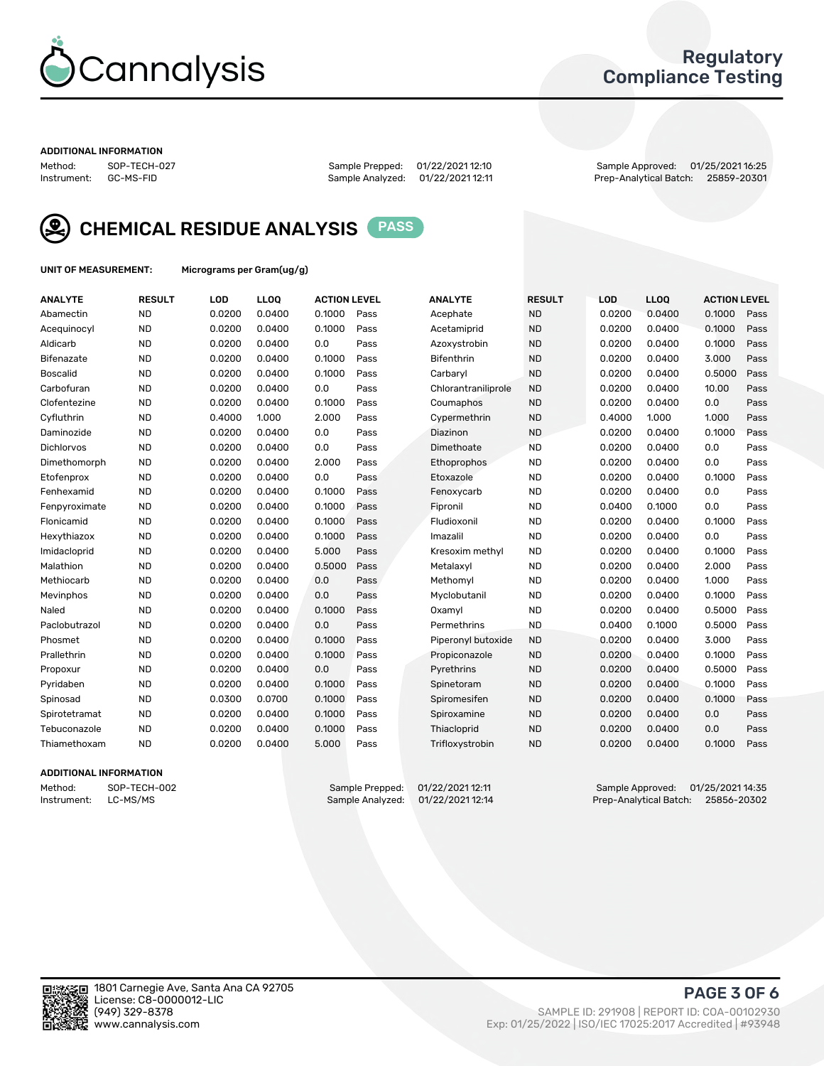# Cannalysis

## Regulatory Compliance Testing

**ADDITIONAL INFORMATION**

Method: SOP-TECH-027
Instrument: GC-MS-FID

Sample Prepped: 01/22/2021 12:10
Sample Analyzed: 01/22/2021 12:11

Sample Approved: 01/25/2021 16:25
Prep-Analytical Batch: 25859-20301

## CHEMICAL RESIDUE ANALYSIS PASS

**UNIT OF MEASUREMENT:** Micrograms per Gram(ug/g)

| ANALYTE | RESULT | LOD | LLOQ | ACTION LEVEL | | ANALYTE | RESULT | LOD | LLOQ | ACTION LEVEL | |
|---|---|---|---|---|---|---|---|---|---|---|---|
| Abamectin | ND | 0.0200 | 0.0400 | 0.1000 | Pass | Acephate | ND | 0.0200 | 0.0400 | 0.1000 | Pass |
| Acequinocyl | ND | 0.0200 | 0.0400 | 0.1000 | Pass | Acetamiprid | ND | 0.0200 | 0.0400 | 0.1000 | Pass |
| Aldicarb | ND | 0.0200 | 0.0400 | 0.0 | Pass | Azoxystrobin | ND | 0.0200 | 0.0400 | 0.1000 | Pass |
| Bifenazate | ND | 0.0200 | 0.0400 | 0.1000 | Pass | Bifenthrin | ND | 0.0200 | 0.0400 | 3.000 | Pass |
| Boscalid | ND | 0.0200 | 0.0400 | 0.1000 | Pass | Carbaryl | ND | 0.0200 | 0.0400 | 0.5000 | Pass |
| Carbofuran | ND | 0.0200 | 0.0400 | 0.0 | Pass | Chlorantraniliprole | ND | 0.0200 | 0.0400 | 10.00 | Pass |
| Clofentezine | ND | 0.0200 | 0.0400 | 0.1000 | Pass | Coumaphos | ND | 0.0200 | 0.0400 | 0.0 | Pass |
| Cyfluthrin | ND | 0.4000 | 1.000 | 2.000 | Pass | Cypermethrin | ND | 0.4000 | 1.000 | 1.000 | Pass |
| Daminozide | ND | 0.0200 | 0.0400 | 0.0 | Pass | Diazinon | ND | 0.0200 | 0.0400 | 0.1000 | Pass |
| Dichlorvos | ND | 0.0200 | 0.0400 | 0.0 | Pass | Dimethoate | ND | 0.0200 | 0.0400 | 0.0 | Pass |
| Dimethomorph | ND | 0.0200 | 0.0400 | 2.000 | Pass | Ethoprophos | ND | 0.0200 | 0.0400 | 0.0 | Pass |
| Etofenprox | ND | 0.0200 | 0.0400 | 0.0 | Pass | Etoxazole | ND | 0.0200 | 0.0400 | 0.1000 | Pass |
| Fenhexamid | ND | 0.0200 | 0.0400 | 0.1000 | Pass | Fenoxycarb | ND | 0.0200 | 0.0400 | 0.0 | Pass |
| Fenpyroximate | ND | 0.0200 | 0.0400 | 0.1000 | Pass | Fipronil | ND | 0.0400 | 0.1000 | 0.0 | Pass |
| Flonicamid | ND | 0.0200 | 0.0400 | 0.1000 | Pass | Fludioxonil | ND | 0.0200 | 0.0400 | 0.1000 | Pass |
| Hexythiazox | ND | 0.0200 | 0.0400 | 0.1000 | Pass | Imazalil | ND | 0.0200 | 0.0400 | 0.0 | Pass |
| Imidacloprid | ND | 0.0200 | 0.0400 | 5.000 | Pass | Kresoxim methyl | ND | 0.0200 | 0.0400 | 0.1000 | Pass |
| Malathion | ND | 0.0200 | 0.0400 | 0.5000 | Pass | Metalaxyl | ND | 0.0200 | 0.0400 | 2.000 | Pass |
| Methiocarb | ND | 0.0200 | 0.0400 | 0.0 | Pass | Methomyl | ND | 0.0200 | 0.0400 | 1.000 | Pass |
| Mevinphos | ND | 0.0200 | 0.0400 | 0.0 | Pass | Myclobutanil | ND | 0.0200 | 0.0400 | 0.1000 | Pass |
| Naled | ND | 0.0200 | 0.0400 | 0.1000 | Pass | Oxamyl | ND | 0.0200 | 0.0400 | 0.5000 | Pass |
| Paclobutrazol | ND | 0.0200 | 0.0400 | 0.0 | Pass | Permethrins | ND | 0.0400 | 0.1000 | 0.5000 | Pass |
| Phosmet | ND | 0.0200 | 0.0400 | 0.1000 | Pass | Piperonyl butoxide | ND | 0.0200 | 0.0400 | 3.000 | Pass |
| Prallethrin | ND | 0.0200 | 0.0400 | 0.1000 | Pass | Propiconazole | ND | 0.0200 | 0.0400 | 0.1000 | Pass |
| Propoxur | ND | 0.0200 | 0.0400 | 0.0 | Pass | Pyrethrins | ND | 0.0200 | 0.0400 | 0.5000 | Pass |
| Pyridaben | ND | 0.0200 | 0.0400 | 0.1000 | Pass | Spinetoram | ND | 0.0200 | 0.0400 | 0.1000 | Pass |
| Spinosad | ND | 0.0300 | 0.0700 | 0.1000 | Pass | Spiromesifen | ND | 0.0200 | 0.0400 | 0.1000 | Pass |
| Spirotetramat | ND | 0.0200 | 0.0400 | 0.1000 | Pass | Spiroxamine | ND | 0.0200 | 0.0400 | 0.0 | Pass |
| Tebuconazole | ND | 0.0200 | 0.0400 | 0.1000 | Pass | Thiacloprid | ND | 0.0200 | 0.0400 | 0.0 | Pass |
| Thiamethoxam | ND | 0.0200 | 0.0400 | 5.000 | Pass | Trifloxystrobin | ND | 0.0200 | 0.0400 | 0.1000 | Pass |

**ADDITIONAL INFORMATION**

Method: SOP-TECH-002
Instrument: LC-MS/MS

Sample Prepped: 01/22/2021 12:11
Sample Analyzed: 01/22/2021 12:14

Sample Approved: 01/25/2021 14:35
Prep-Analytical Batch: 25856-20302

1801 Carnegie Ave, Santa Ana CA 92705
License: C8-0000012-LIC
(949) 329-8378
www.cannalysis.com

SAMPLE ID: 291908 | REPORT ID: COA-00102930
Exp: 01/25/2022 | ISO/IEC 17025:2017 Accredited | #93948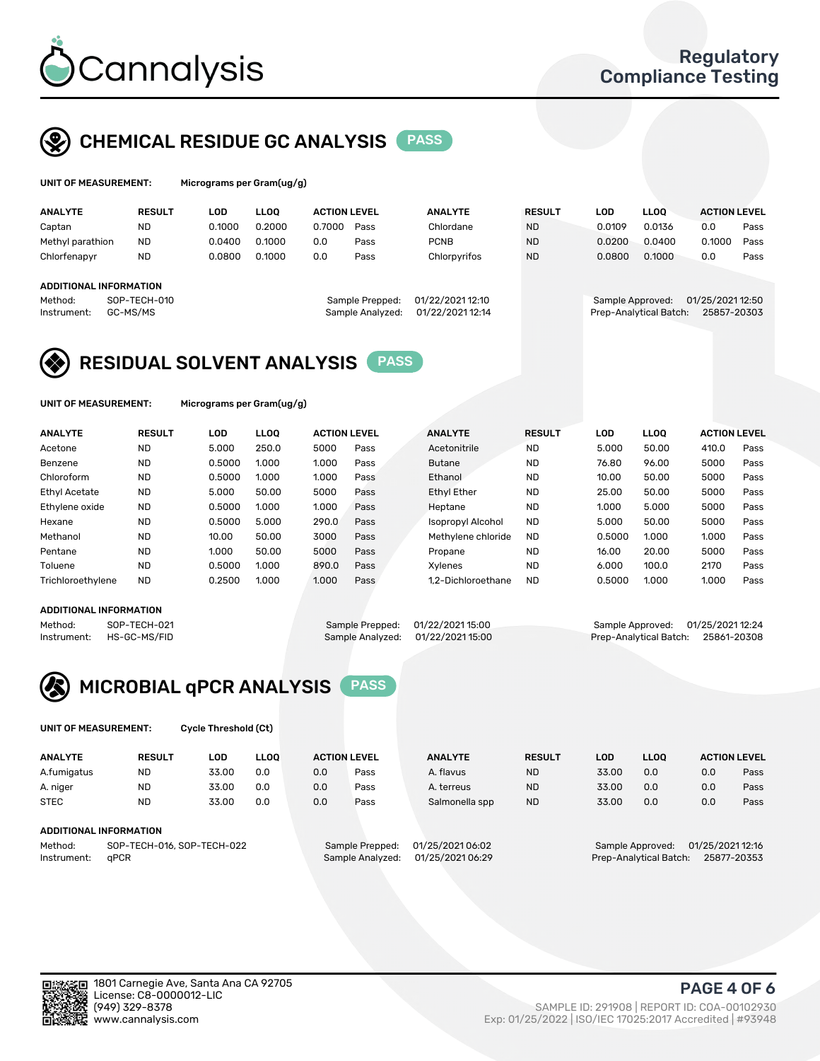# Cannalysis

Regulatory Compliance Testing

## CHEMICAL RESIDUE GC ANALYSIS PASS

**UNIT OF MEASUREMENT:** Micrograms per Gram(ug/g)

| ANALYTE | RESULT | LOD | LLOQ | ACTION LEVEL | | ANALYTE | RESULT | LOD | LLOQ | ACTION LEVEL | |
|---|---|---|---|---|---|---|---|---|---|---|---|
| Captan | ND | 0.1000 | 0.2000 | 0.7000 | Pass | Chlordane | ND | 0.0109 | 0.0136 | 0.0 | Pass |
| Methyl parathion | ND | 0.0400 | 0.1000 | 0.0 | Pass | PCNB | ND | 0.0200 | 0.0400 | 0.1000 | Pass |
| Chlorfenapyr | ND | 0.0800 | 0.1000 | 0.0 | Pass | Chlorpyrifos | ND | 0.0800 | 0.1000 | 0.0 | Pass |

**ADDITIONAL INFORMATION**

Method: SOP-TECH-010
Instrument: GC-MS/MS

Sample Prepped: 01/22/2021 12:10
Sample Analyzed: 01/22/2021 12:14

Sample Approved: 01/25/2021 12:50
Prep-Analytical Batch: 25857-20303

## RESIDUAL SOLVENT ANALYSIS PASS

**UNIT OF MEASUREMENT:** Micrograms per Gram(ug/g)

| ANALYTE | RESULT | LOD | LLOQ | ACTION LEVEL | | ANALYTE | RESULT | LOD | LLOQ | ACTION LEVEL | |
|---|---|---|---|---|---|---|---|---|---|---|---|
| Acetone | ND | 5.000 | 250.0 | 5000 | Pass | Acetonitrile | ND | 5.000 | 50.00 | 410.0 | Pass |
| Benzene | ND | 0.5000 | 1.000 | 1.000 | Pass | Butane | ND | 76.80 | 96.00 | 5000 | Pass |
| Chloroform | ND | 0.5000 | 1.000 | 1.000 | Pass | Ethanol | ND | 10.00 | 50.00 | 5000 | Pass |
| Ethyl Acetate | ND | 5.000 | 50.00 | 5000 | Pass | Ethyl Ether | ND | 25.00 | 50.00 | 5000 | Pass |
| Ethylene oxide | ND | 0.5000 | 1.000 | 1.000 | Pass | Heptane | ND | 1.000 | 5.000 | 5000 | Pass |
| Hexane | ND | 0.5000 | 5.000 | 290.0 | Pass | Isopropyl Alcohol | ND | 5.000 | 50.00 | 5000 | Pass |
| Methanol | ND | 10.00 | 50.00 | 3000 | Pass | Methylene chloride | ND | 0.5000 | 1.000 | 1.000 | Pass |
| Pentane | ND | 1.000 | 50.00 | 5000 | Pass | Propane | ND | 16.00 | 20.00 | 5000 | Pass |
| Toluene | ND | 0.5000 | 1.000 | 890.0 | Pass | Xylenes | ND | 6.000 | 100.0 | 2170 | Pass |
| Trichloroethylene | ND | 0.2500 | 1.000 | 1.000 | Pass | 1,2-Dichloroethane | ND | 0.5000 | 1.000 | 1.000 | Pass |

**ADDITIONAL INFORMATION**

Method: SOP-TECH-021
Instrument: HS-GC-MS/FID

Sample Prepped: 01/22/2021 15:00
Sample Analyzed: 01/22/2021 15:00

Sample Approved: 01/25/2021 12:24
Prep-Analytical Batch: 25861-20308

## MICROBIAL qPCR ANALYSIS PASS

**UNIT OF MEASUREMENT:** Cycle Threshold (Ct)

| ANALYTE | RESULT | LOD | LLOQ | ACTION LEVEL | | ANALYTE | RESULT | LOD | LLOQ | ACTION LEVEL | |
|---|---|---|---|---|---|---|---|---|---|---|---|
| A.fumigatus | ND | 33.00 | 0.0 | 0.0 | Pass | A. flavus | ND | 33.00 | 0.0 | 0.0 | Pass |
| A. niger | ND | 33.00 | 0.0 | 0.0 | Pass | A. terreus | ND | 33.00 | 0.0 | 0.0 | Pass |
| STEC | ND | 33.00 | 0.0 | 0.0 | Pass | Salmonella spp | ND | 33.00 | 0.0 | 0.0 | Pass |

**ADDITIONAL INFORMATION**

Method: SOP-TECH-016, SOP-TECH-022
Instrument: qPCR

Sample Prepped: 01/25/2021 06:02
Sample Analyzed: 01/25/2021 06:29

Sample Approved: 01/25/2021 12:16
Prep-Analytical Batch: 25877-20353

1801 Carnegie Ave, Santa Ana CA 92705
License: C8-0000012-LIC
(949) 329-8378
www.cannalysis.com

SAMPLE ID: 291908 | REPORT ID: COA-00102930
Exp: 01/25/2022 | ISO/IEC 17025:2017 Accredited | #93948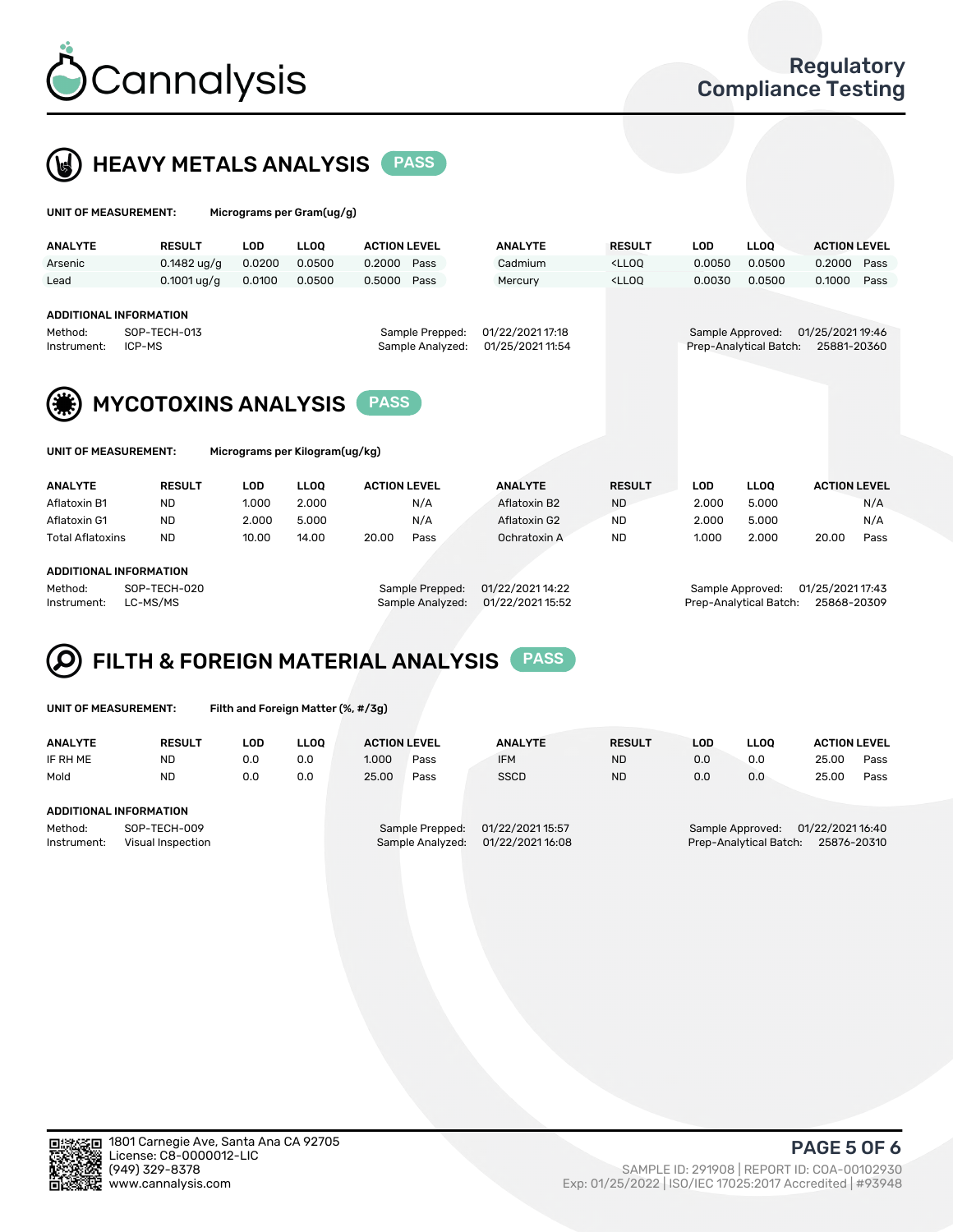Cannalysis

Regulatory Compliance Testing

## HEAVY METALS ANALYSIS PASS

**UNIT OF MEASUREMENT:** Micrograms per Gram(ug/g)

| ANALYTE | RESULT | LOD | LLOQ | ACTION LEVEL | | ANALYTE | RESULT | LOD | LLOQ | ACTION LEVEL | |
|---|---|---|---|---|---|---|---|---|---|---|---|
| Arsenic | 0.1482 ug/g | 0.0200 | 0.0500 | 0.2000 | Pass | Cadmium | <LLOQ | 0.0050 | 0.0500 | 0.2000 | Pass |
| Lead | 0.1001 ug/g | 0.0100 | 0.0500 | 0.5000 | Pass | Mercury | <LLOQ | 0.0030 | 0.0500 | 0.1000 | Pass |

**ADDITIONAL INFORMATION**

Method: SOP-TECH-013
Instrument: ICP-MS

Sample Prepped: 01/22/2021 17:18
Sample Analyzed: 01/25/2021 11:54

Sample Approved: 01/25/2021 19:46
Prep-Analytical Batch: 25881-20360

## MYCOTOXINS ANALYSIS PASS

**UNIT OF MEASUREMENT:** Micrograms per Kilogram(ug/kg)

| ANALYTE | RESULT | LOD | LLOQ | ACTION LEVEL | | ANALYTE | RESULT | LOD | LLOQ | ACTION LEVEL | |
|---|---|---|---|---|---|---|---|---|---|---|---|
| Aflatoxin B1 | ND | 1.000 | 2.000 | | N/A | Aflatoxin B2 | ND | 2.000 | 5.000 | | N/A |
| Aflatoxin G1 | ND | 2.000 | 5.000 | | N/A | Aflatoxin G2 | ND | 2.000 | 5.000 | | N/A |
| Total Aflatoxins | ND | 10.00 | 14.00 | 20.00 | Pass | Ochratoxin A | ND | 1.000 | 2.000 | 20.00 | Pass |

**ADDITIONAL INFORMATION**

Method: SOP-TECH-020
Instrument: LC-MS/MS

Sample Prepped: 01/22/2021 14:22
Sample Analyzed: 01/22/2021 15:52

Sample Approved: 01/25/2021 17:43
Prep-Analytical Batch: 25868-20309

## FILTH & FOREIGN MATERIAL ANALYSIS PASS

**UNIT OF MEASUREMENT:** Filth and Foreign Matter (%, #/3g)

| ANALYTE | RESULT | LOD | LLOQ | ACTION LEVEL | | ANALYTE | RESULT | LOD | LLOQ | ACTION LEVEL | |
|---|---|---|---|---|---|---|---|---|---|---|---|
| IF RH ME | ND | 0.0 | 0.0 | 1.000 | Pass | IFM | ND | 0.0 | 0.0 | 25.00 | Pass |
| Mold | ND | 0.0 | 0.0 | 25.00 | Pass | SSCD | ND | 0.0 | 0.0 | 25.00 | Pass |

**ADDITIONAL INFORMATION**

Method: SOP-TECH-009
Instrument: Visual Inspection

Sample Prepped: 01/22/2021 15:57
Sample Analyzed: 01/22/2021 16:08

Sample Approved: 01/22/2021 16:40
Prep-Analytical Batch: 25876-20310

1801 Carnegie Ave, Santa Ana CA 92705
License: C8-0000012-LIC
(949) 329-8378
www.cannalysis.com

SAMPLE ID: 291908 | REPORT ID: COA-00102930
Exp: 01/25/2022 | ISO/IEC 17025:2017 Accredited | #93948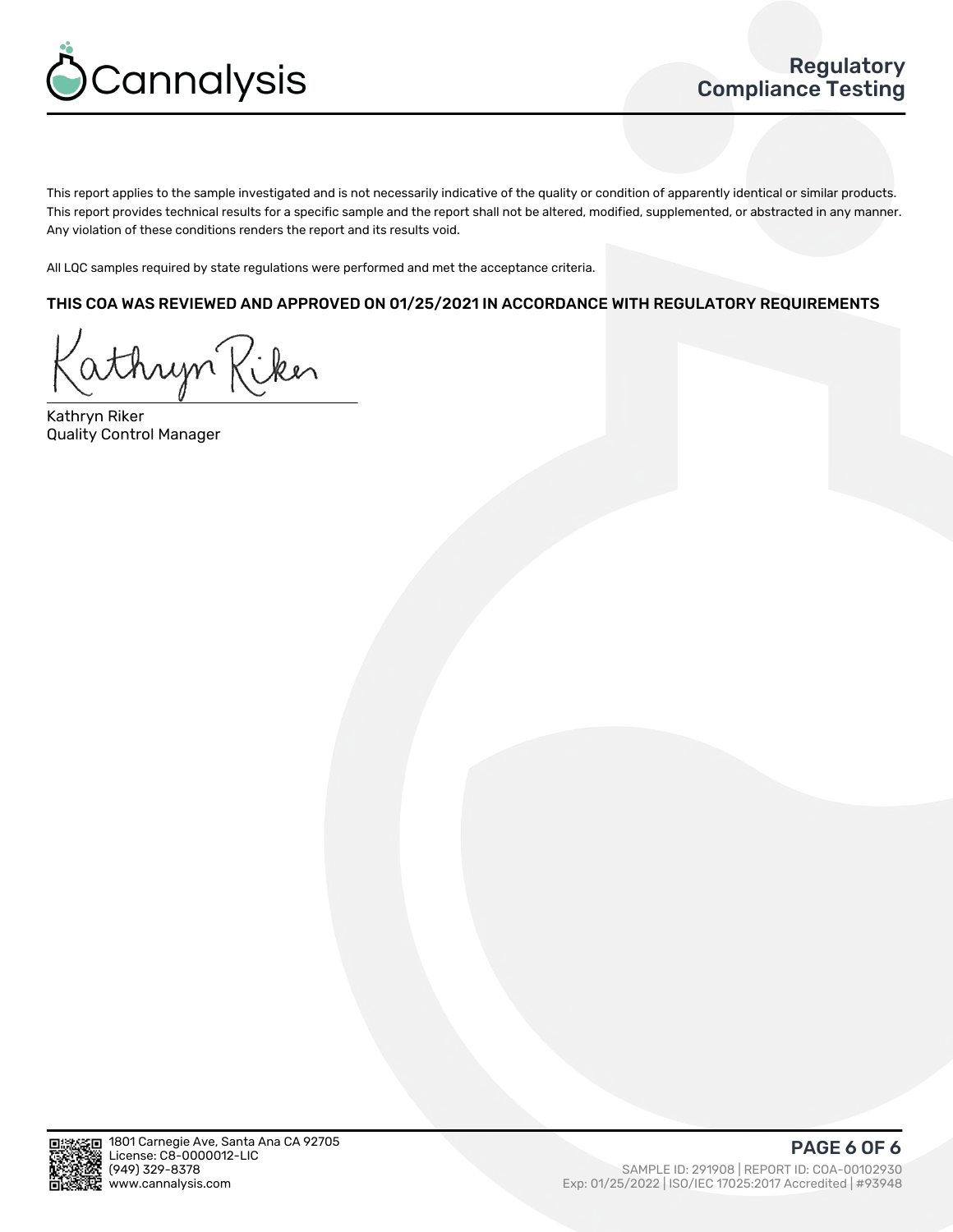This report applies to the sample investigated and is not necessarily indicative of the quality or condition of apparently identical or similar products. This report provides technical results for a specific sample and the report shall not be altered, modified, supplemented, or abstracted in any manner. Any violation of these conditions renders the report and its results void.

All LQC samples required by state regulations were performed and met the acceptance criteria.

**THIS COA WAS REVIEWED AND APPROVED ON 01/25/2021 IN ACCORDANCE WITH REGULATORY REQUIREMENTS**

Kathryn Riker
Quality Control Manager